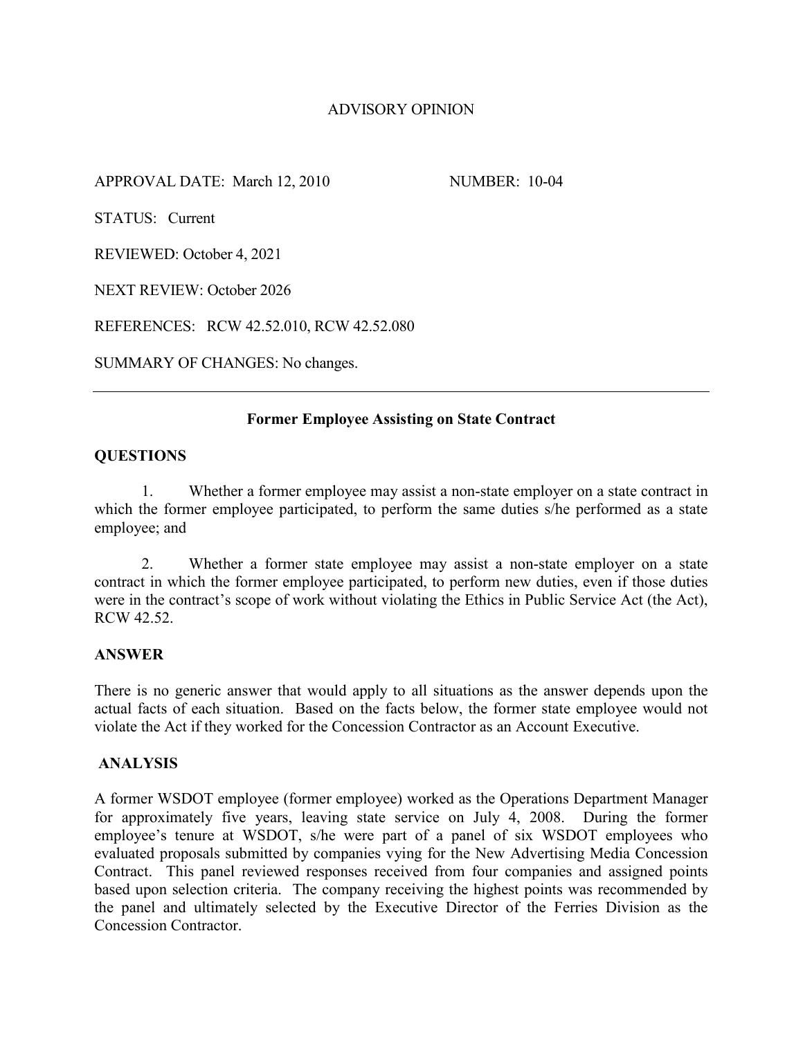# ADVISORY OPINION

APPROVAL DATE: March 12, 2010 NUMBER: 10-04

STATUS: Current

REVIEWED: October 4, 2021

NEXT REVIEW: October 2026

REFERENCES: RCW 42.52.010, RCW 42.52.080

SUMMARY OF CHANGES: No changes.

---

## Former Employee Assisting on State Contract

### QUESTIONS

1. Whether a former employee may assist a non-state employer on a state contract in which the former employee participated, to perform the same duties s/he performed as a state employee; and

2. Whether a former state employee may assist a non-state employer on a state contract in which the former employee participated, to perform new duties, even if those duties were in the contract's scope of work without violating the Ethics in Public Service Act (the Act), RCW 42.52.

### ANSWER

There is no generic answer that would apply to all situations as the answer depends upon the actual facts of each situation. Based on the facts below, the former state employee would not violate the Act if they worked for the Concession Contractor as an Account Executive.

### ANALYSIS

A former WSDOT employee (former employee) worked as the Operations Department Manager for approximately five years, leaving state service on July 4, 2008. During the former employee's tenure at WSDOT, s/he were part of a panel of six WSDOT employees who evaluated proposals submitted by companies vying for the New Advertising Media Concession Contract. This panel reviewed responses received from four companies and assigned points based upon selection criteria. The company receiving the highest points was recommended by the panel and ultimately selected by the Executive Director of the Ferries Division as the Concession Contractor.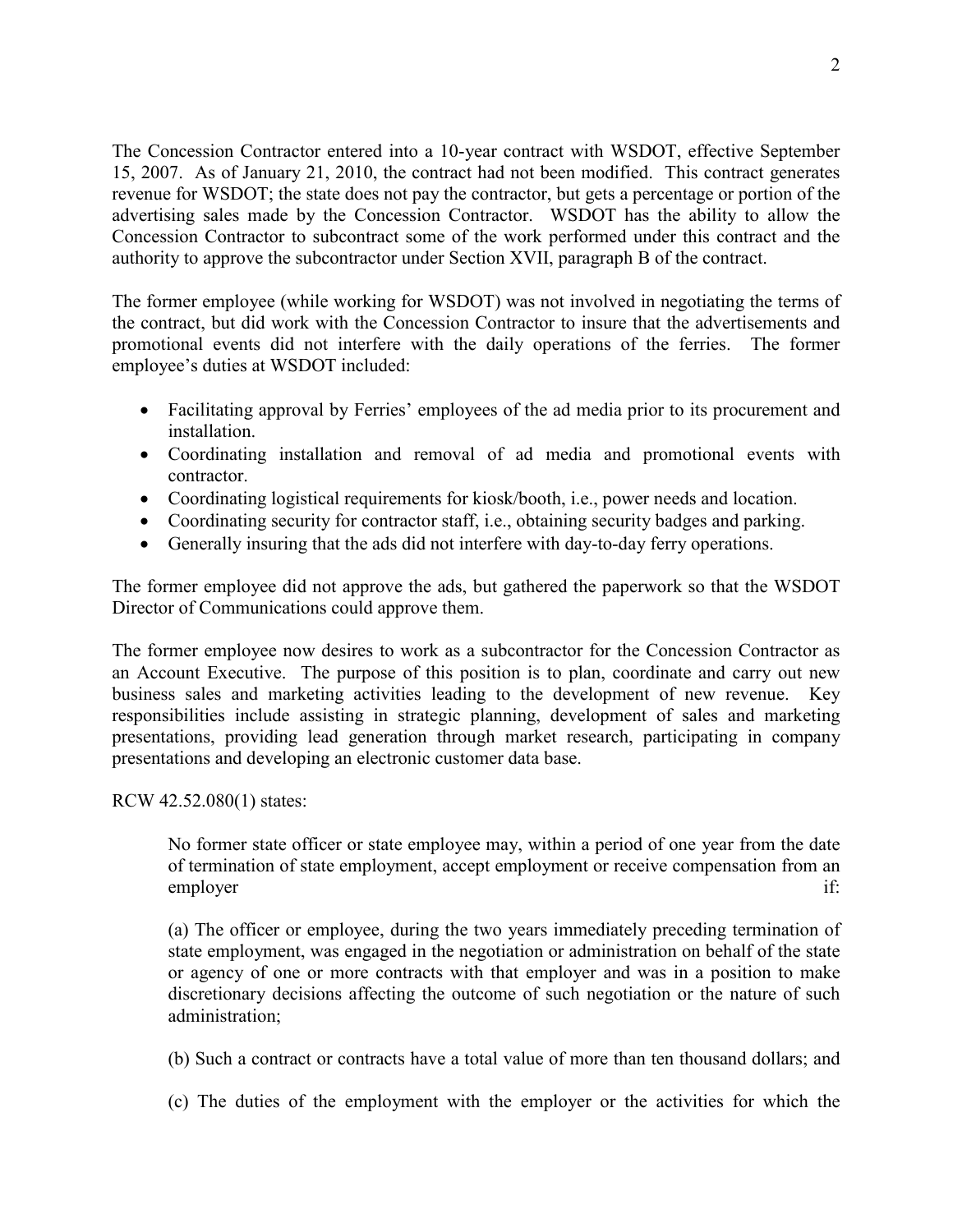The Concession Contractor entered into a 10-year contract with WSDOT, effective September 15, 2007. As of January 21, 2010, the contract had not been modified. This contract generates revenue for WSDOT; the state does not pay the contractor, but gets a percentage or portion of the advertising sales made by the Concession Contractor. WSDOT has the ability to allow the Concession Contractor to subcontract some of the work performed under this contract and the authority to approve the subcontractor under Section XVII, paragraph B of the contract.

The former employee (while working for WSDOT) was not involved in negotiating the terms of the contract, but did work with the Concession Contractor to insure that the advertisements and promotional events did not interfere with the daily operations of the ferries. The former employee's duties at WSDOT included:

- Facilitating approval by Ferries' employees of the ad media prior to its procurement and installation.
- Coordinating installation and removal of ad media and promotional events with contractor.
- Coordinating logistical requirements for kiosk/booth, i.e., power needs and location.
- Coordinating security for contractor staff, i.e., obtaining security badges and parking.
- Generally insuring that the ads did not interfere with day-to-day ferry operations.

The former employee did not approve the ads, but gathered the paperwork so that the WSDOT Director of Communications could approve them.

The former employee now desires to work as a subcontractor for the Concession Contractor as an Account Executive. The purpose of this position is to plan, coordinate and carry out new business sales and marketing activities leading to the development of new revenue. Key responsibilities include assisting in strategic planning, development of sales and marketing presentations, providing lead generation through market research, participating in company presentations and developing an electronic customer data base.

RCW 42.52.080(1) states:

> No former state officer or state employee may, within a period of one year from the date of termination of state employment, accept employment or receive compensation from an employer if:
>
> (a) The officer or employee, during the two years immediately preceding termination of state employment, was engaged in the negotiation or administration on behalf of the state or agency of one or more contracts with that employer and was in a position to make discretionary decisions affecting the outcome of such negotiation or the nature of such administration;
>
> (b) Such a contract or contracts have a total value of more than ten thousand dollars; and
>
> (c) The duties of the employment with the employer or the activities for which the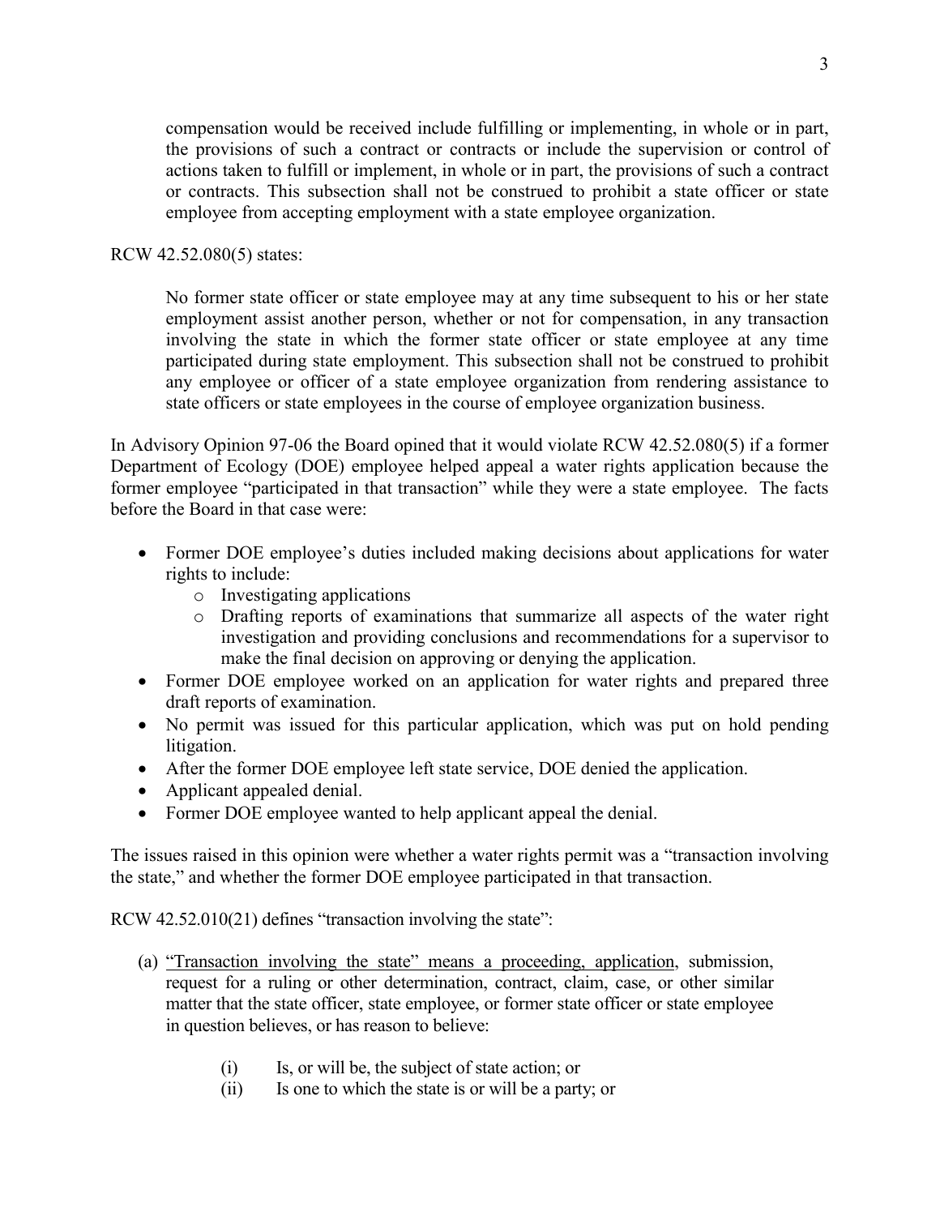> compensation would be received include fulfilling or implementing, in whole or in part, the provisions of such a contract or contracts or include the supervision or control of actions taken to fulfill or implement, in whole or in part, the provisions of such a contract or contracts. This subsection shall not be construed to prohibit a state officer or state employee from accepting employment with a state employee organization.

RCW 42.52.080(5) states:

> No former state officer or state employee may at any time subsequent to his or her state employment assist another person, whether or not for compensation, in any transaction involving the state in which the former state officer or state employee at any time participated during state employment. This subsection shall not be construed to prohibit any employee or officer of a state employee organization from rendering assistance to state officers or state employees in the course of employee organization business.

In Advisory Opinion 97-06 the Board opined that it would violate RCW 42.52.080(5) if a former Department of Ecology (DOE) employee helped appeal a water rights application because the former employee "participated in that transaction" while they were a state employee. The facts before the Board in that case were:

- Former DOE employee's duties included making decisions about applications for water rights to include:
  - Investigating applications
  - Drafting reports of examinations that summarize all aspects of the water right investigation and providing conclusions and recommendations for a supervisor to make the final decision on approving or denying the application.
- Former DOE employee worked on an application for water rights and prepared three draft reports of examination.
- No permit was issued for this particular application, which was put on hold pending litigation.
- After the former DOE employee left state service, DOE denied the application.
- Applicant appealed denial.
- Former DOE employee wanted to help applicant appeal the denial.

The issues raised in this opinion were whether a water rights permit was a "transaction involving the state," and whether the former DOE employee participated in that transaction.

RCW 42.52.010(21) defines "transaction involving the state":

> (a) <u>"Transaction involving the state" means a proceeding, application</u>, submission, request for a ruling or other determination, contract, claim, case, or other similar matter that the state officer, state employee, or former state officer or state employee in question believes, or has reason to believe:
>
> (i) Is, or will be, the subject of state action; or
> (ii) Is one to which the state is or will be a party; or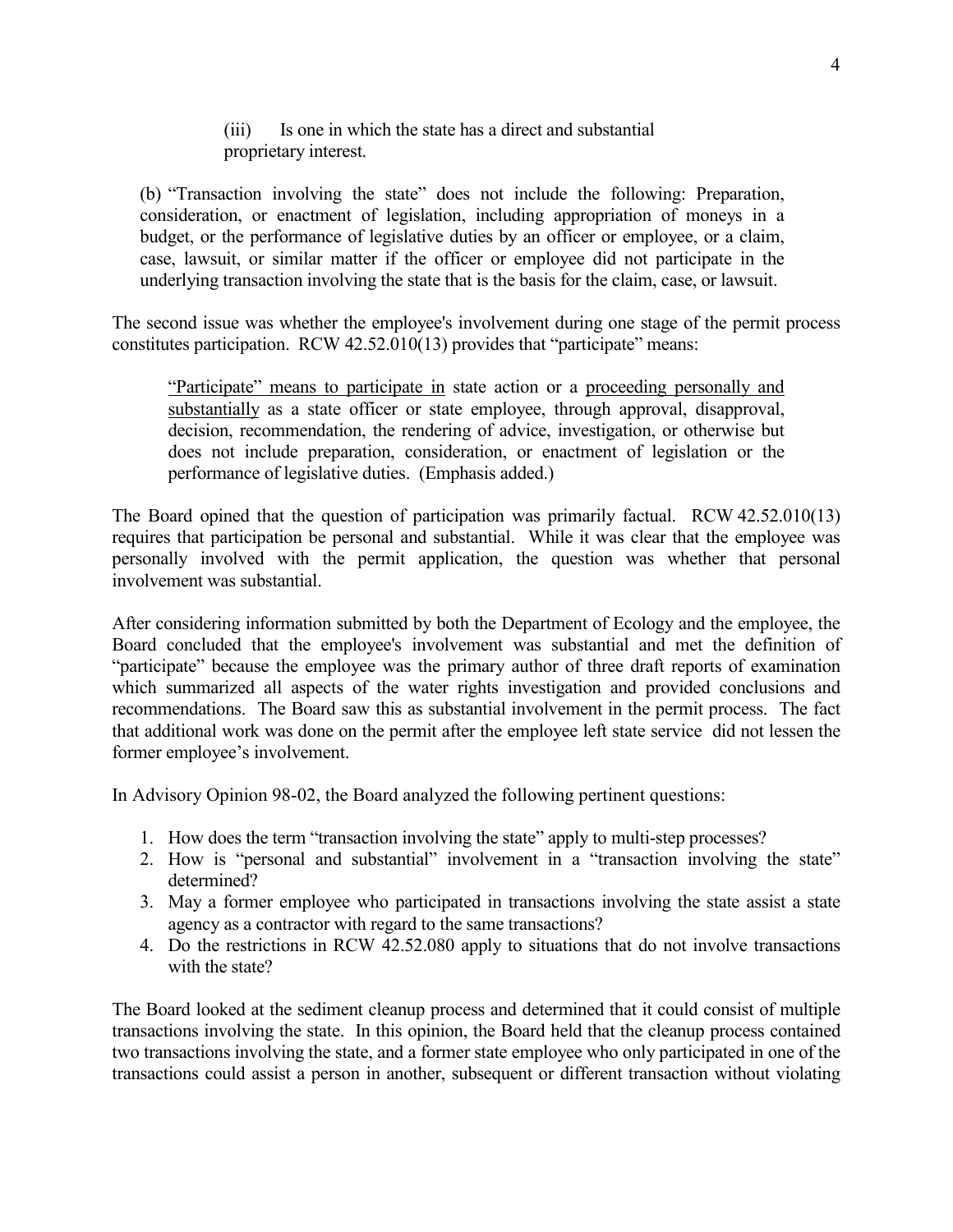(iii) Is one in which the state has a direct and substantial proprietary interest.

(b) "Transaction involving the state" does not include the following: Preparation, consideration, or enactment of legislation, including appropriation of moneys in a budget, or the performance of legislative duties by an officer or employee, or a claim, case, lawsuit, or similar matter if the officer or employee did not participate in the underlying transaction involving the state that is the basis for the claim, case, or lawsuit.

The second issue was whether the employee's involvement during one stage of the permit process constitutes participation. RCW 42.52.010(13) provides that "participate" means:

> "Participate" means to participate in state action or a proceeding personally and substantially as a state officer or state employee, through approval, disapproval, decision, recommendation, the rendering of advice, investigation, or otherwise but does not include preparation, consideration, or enactment of legislation or the performance of legislative duties. (Emphasis added.)

The Board opined that the question of participation was primarily factual. RCW 42.52.010(13) requires that participation be personal and substantial. While it was clear that the employee was personally involved with the permit application, the question was whether that personal involvement was substantial.

After considering information submitted by both the Department of Ecology and the employee, the Board concluded that the employee's involvement was substantial and met the definition of "participate" because the employee was the primary author of three draft reports of examination which summarized all aspects of the water rights investigation and provided conclusions and recommendations. The Board saw this as substantial involvement in the permit process. The fact that additional work was done on the permit after the employee left state service did not lessen the former employee's involvement.

In Advisory Opinion 98-02, the Board analyzed the following pertinent questions:

1. How does the term "transaction involving the state" apply to multi-step processes?
2. How is "personal and substantial" involvement in a "transaction involving the state" determined?
3. May a former employee who participated in transactions involving the state assist a state agency as a contractor with regard to the same transactions?
4. Do the restrictions in RCW 42.52.080 apply to situations that do not involve transactions with the state?

The Board looked at the sediment cleanup process and determined that it could consist of multiple transactions involving the state. In this opinion, the Board held that the cleanup process contained two transactions involving the state, and a former state employee who only participated in one of the transactions could assist a person in another, subsequent or different transaction without violating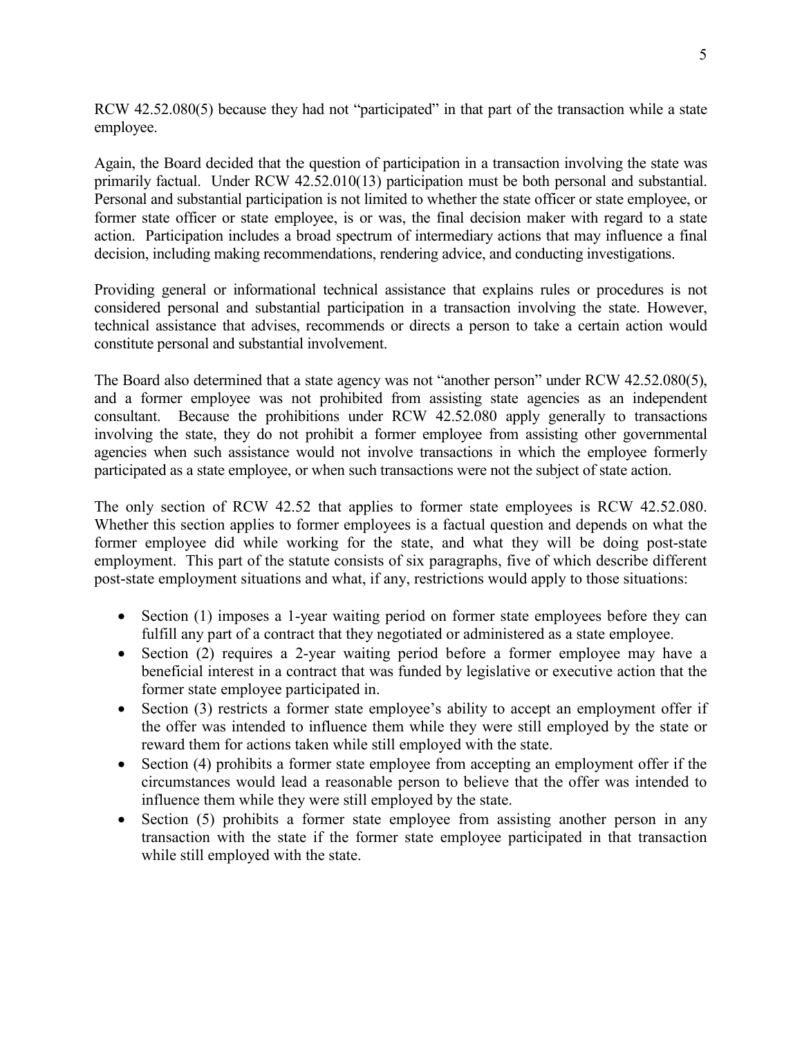RCW 42.52.080(5) because they had not "participated" in that part of the transaction while a state employee.

Again, the Board decided that the question of participation in a transaction involving the state was primarily factual. Under RCW 42.52.010(13) participation must be both personal and substantial. Personal and substantial participation is not limited to whether the state officer or state employee, or former state officer or state employee, is or was, the final decision maker with regard to a state action. Participation includes a broad spectrum of intermediary actions that may influence a final decision, including making recommendations, rendering advice, and conducting investigations.

Providing general or informational technical assistance that explains rules or procedures is not considered personal and substantial participation in a transaction involving the state. However, technical assistance that advises, recommends or directs a person to take a certain action would constitute personal and substantial involvement.

The Board also determined that a state agency was not "another person" under RCW 42.52.080(5), and a former employee was not prohibited from assisting state agencies as an independent consultant. Because the prohibitions under RCW 42.52.080 apply generally to transactions involving the state, they do not prohibit a former employee from assisting other governmental agencies when such assistance would not involve transactions in which the employee formerly participated as a state employee, or when such transactions were not the subject of state action.

The only section of RCW 42.52 that applies to former state employees is RCW 42.52.080. Whether this section applies to former employees is a factual question and depends on what the former employee did while working for the state, and what they will be doing post-state employment. This part of the statute consists of six paragraphs, five of which describe different post-state employment situations and what, if any, restrictions would apply to those situations:

- Section (1) imposes a 1-year waiting period on former state employees before they can fulfill any part of a contract that they negotiated or administered as a state employee.
- Section (2) requires a 2-year waiting period before a former employee may have a beneficial interest in a contract that was funded by legislative or executive action that the former state employee participated in.
- Section (3) restricts a former state employee's ability to accept an employment offer if the offer was intended to influence them while they were still employed by the state or reward them for actions taken while still employed with the state.
- Section (4) prohibits a former state employee from accepting an employment offer if the circumstances would lead a reasonable person to believe that the offer was intended to influence them while they were still employed by the state.
- Section (5) prohibits a former state employee from assisting another person in any transaction with the state if the former state employee participated in that transaction while still employed with the state.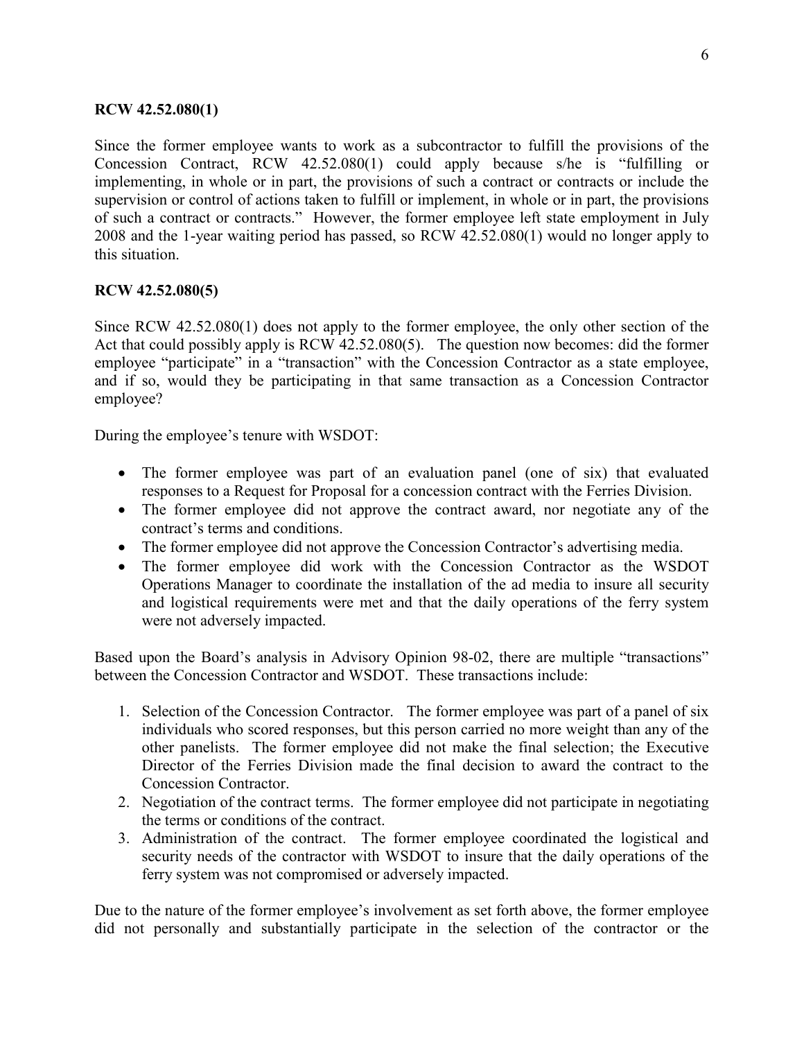**RCW 42.52.080(1)**

Since the former employee wants to work as a subcontractor to fulfill the provisions of the Concession Contract, RCW 42.52.080(1) could apply because s/he is "fulfilling or implementing, in whole or in part, the provisions of such a contract or contracts or include the supervision or control of actions taken to fulfill or implement, in whole or in part, the provisions of such a contract or contracts." However, the former employee left state employment in July 2008 and the 1-year waiting period has passed, so RCW 42.52.080(1) would no longer apply to this situation.

**RCW 42.52.080(5)**

Since RCW 42.52.080(1) does not apply to the former employee, the only other section of the Act that could possibly apply is RCW 42.52.080(5). The question now becomes: did the former employee "participate" in a "transaction" with the Concession Contractor as a state employee, and if so, would they be participating in that same transaction as a Concession Contractor employee?

During the employee's tenure with WSDOT:

- The former employee was part of an evaluation panel (one of six) that evaluated responses to a Request for Proposal for a concession contract with the Ferries Division.
- The former employee did not approve the contract award, nor negotiate any of the contract's terms and conditions.
- The former employee did not approve the Concession Contractor's advertising media.
- The former employee did work with the Concession Contractor as the WSDOT Operations Manager to coordinate the installation of the ad media to insure all security and logistical requirements were met and that the daily operations of the ferry system were not adversely impacted.

Based upon the Board's analysis in Advisory Opinion 98-02, there are multiple "transactions" between the Concession Contractor and WSDOT. These transactions include:

1. Selection of the Concession Contractor. The former employee was part of a panel of six individuals who scored responses, but this person carried no more weight than any of the other panelists. The former employee did not make the final selection; the Executive Director of the Ferries Division made the final decision to award the contract to the Concession Contractor.
2. Negotiation of the contract terms. The former employee did not participate in negotiating the terms or conditions of the contract.
3. Administration of the contract. The former employee coordinated the logistical and security needs of the contractor with WSDOT to insure that the daily operations of the ferry system was not compromised or adversely impacted.

Due to the nature of the former employee's involvement as set forth above, the former employee did not personally and substantially participate in the selection of the contractor or the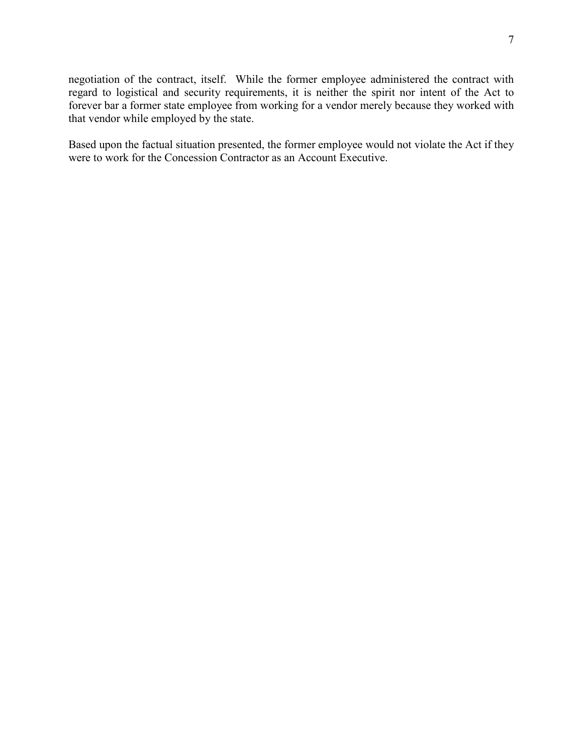negotiation of the contract, itself. While the former employee administered the contract with regard to logistical and security requirements, it is neither the spirit nor intent of the Act to forever bar a former state employee from working for a vendor merely because they worked with that vendor while employed by the state.

Based upon the factual situation presented, the former employee would not violate the Act if they were to work for the Concession Contractor as an Account Executive.